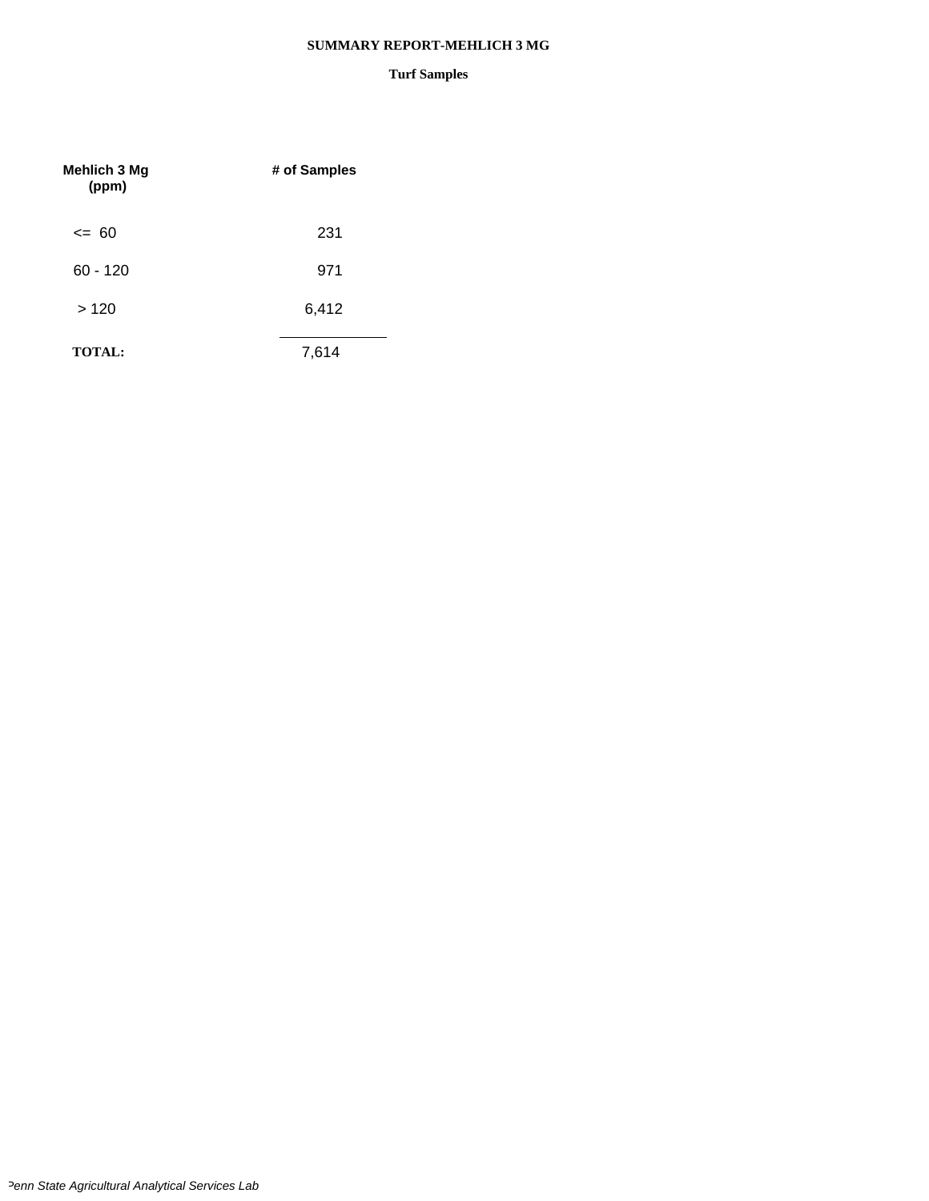# SUMMARY REPORT-MEHLICH 3 MG

## Turf Samples

| Mehlich 3 Mg (ppm) | # of Samples |
|---|---|
| <= 60 | 231 |
| 60 - 120 | 971 |
| > 120 | 6,412 |
| **TOTAL:** | 7,614 |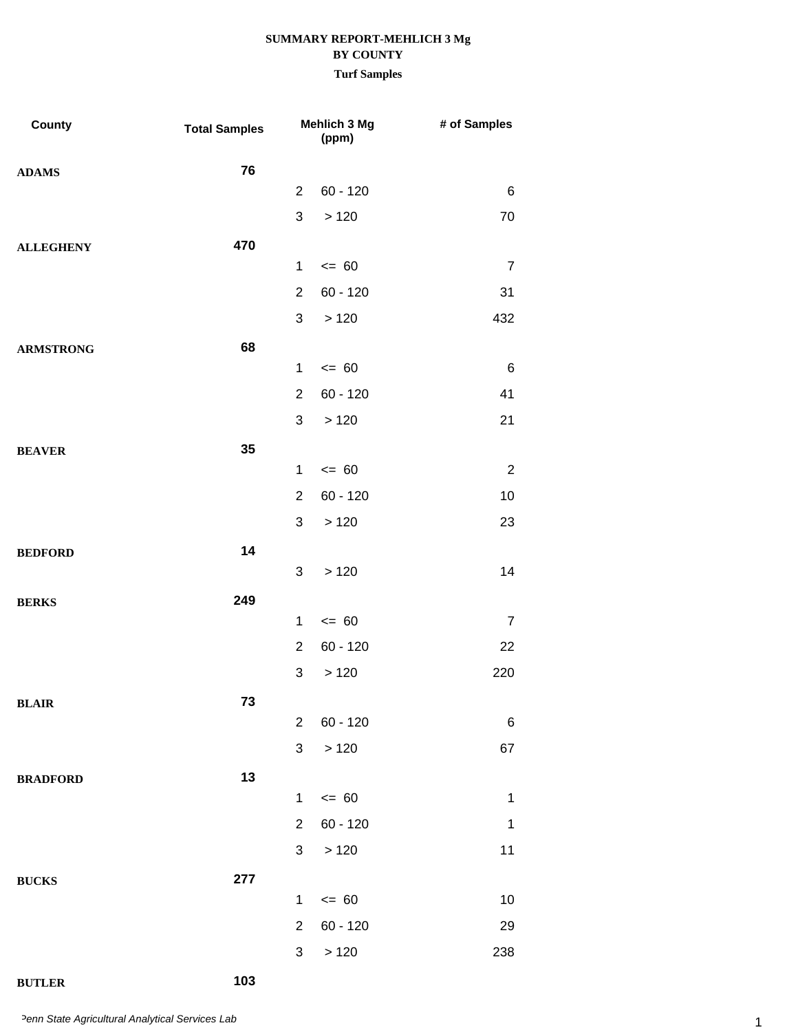**SUMMARY REPORT-MEHLICH 3 Mg**
**BY COUNTY**
**Turf Samples**

| County | Total Samples | Mehlich 3 Mg (ppm) | | # of Samples |
|---|---|---|---|---|
| **ADAMS** | **76** | | | |
| | | 2 | 60 - 120 | 6 |
| | | 3 | > 120 | 70 |
| **ALLEGHENY** | **470** | | | |
| | | 1 | <= 60 | 7 |
| | | 2 | 60 - 120 | 31 |
| | | 3 | > 120 | 432 |
| **ARMSTRONG** | **68** | | | |
| | | 1 | <= 60 | 6 |
| | | 2 | 60 - 120 | 41 |
| | | 3 | > 120 | 21 |
| **BEAVER** | **35** | | | |
| | | 1 | <= 60 | 2 |
| | | 2 | 60 - 120 | 10 |
| | | 3 | > 120 | 23 |
| **BEDFORD** | **14** | | | |
| | | 3 | > 120 | 14 |
| **BERKS** | **249** | | | |
| | | 1 | <= 60 | 7 |
| | | 2 | 60 - 120 | 22 |
| | | 3 | > 120 | 220 |
| **BLAIR** | **73** | | | |
| | | 2 | 60 - 120 | 6 |
| | | 3 | > 120 | 67 |
| **BRADFORD** | **13** | | | |
| | | 1 | <= 60 | 1 |
| | | 2 | 60 - 120 | 1 |
| | | 3 | > 120 | 11 |
| **BUCKS** | **277** | | | |
| | | 1 | <= 60 | 10 |
| | | 2 | 60 - 120 | 29 |
| | | 3 | > 120 | 238 |
| **BUTLER** | **103** | | | |

*Penn State Agricultural Analytical Services Lab*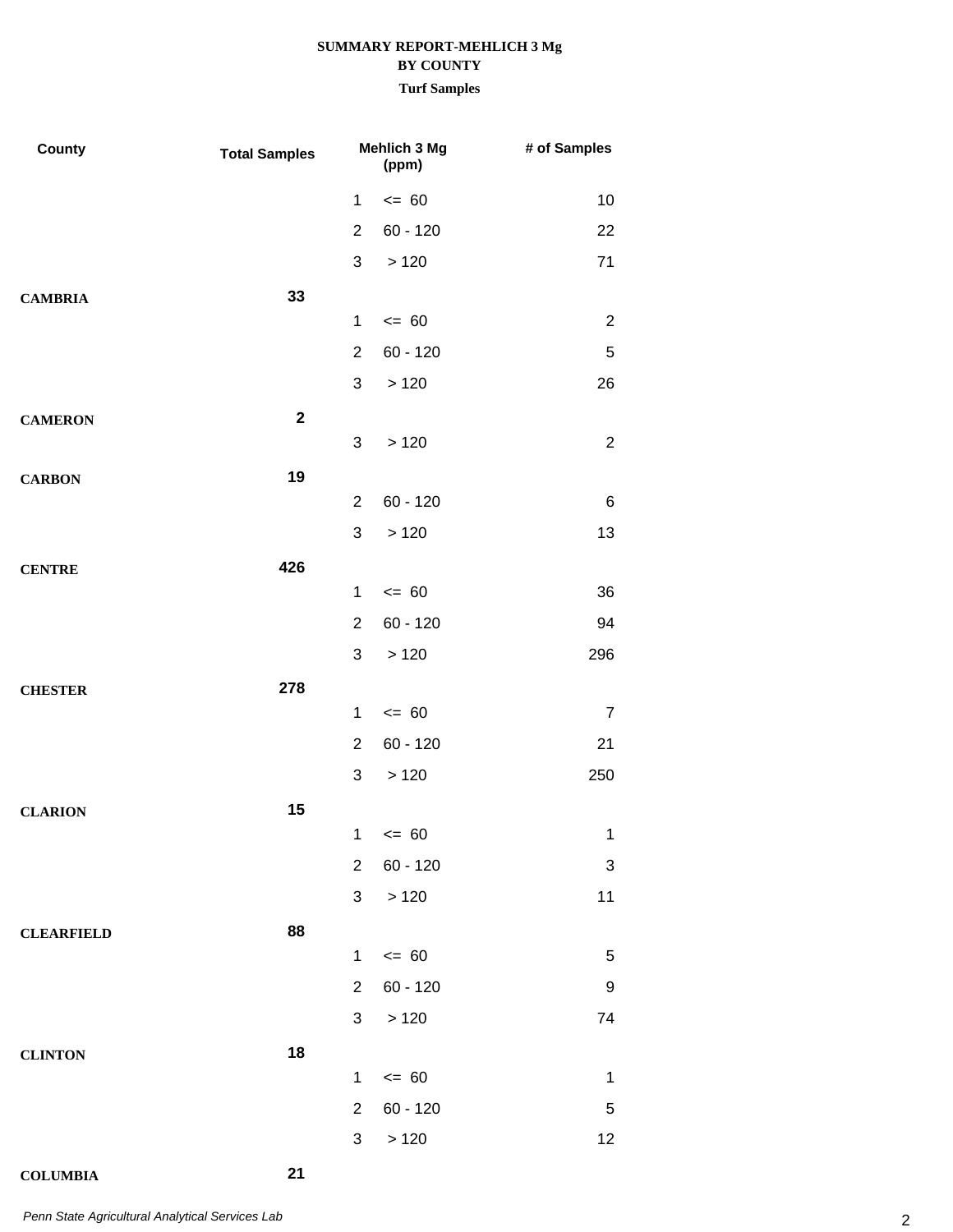**SUMMARY REPORT-MEHLICH 3 Mg**
**BY COUNTY**
**Turf Samples**

| County | Total Samples | Mehlich 3 Mg (ppm) | | # of Samples |
|---|---|---|---|---|
| | | 1 | <= 60 | 10 |
| | | 2 | 60 - 120 | 22 |
| | | 3 | > 120 | 71 |
| **CAMBRIA** | **33** | | | |
| | | 1 | <= 60 | 2 |
| | | 2 | 60 - 120 | 5 |
| | | 3 | > 120 | 26 |
| **CAMERON** | **2** | | | |
| | | 3 | > 120 | 2 |
| **CARBON** | **19** | | | |
| | | 2 | 60 - 120 | 6 |
| | | 3 | > 120 | 13 |
| **CENTRE** | **426** | | | |
| | | 1 | <= 60 | 36 |
| | | 2 | 60 - 120 | 94 |
| | | 3 | > 120 | 296 |
| **CHESTER** | **278** | | | |
| | | 1 | <= 60 | 7 |
| | | 2 | 60 - 120 | 21 |
| | | 3 | > 120 | 250 |
| **CLARION** | **15** | | | |
| | | 1 | <= 60 | 1 |
| | | 2 | 60 - 120 | 3 |
| | | 3 | > 120 | 11 |
| **CLEARFIELD** | **88** | | | |
| | | 1 | <= 60 | 5 |
| | | 2 | 60 - 120 | 9 |
| | | 3 | > 120 | 74 |
| **CLINTON** | **18** | | | |
| | | 1 | <= 60 | 1 |
| | | 2 | 60 - 120 | 5 |
| | | 3 | > 120 | 12 |
| **COLUMBIA** | **21** | | | |

*Penn State Agricultural Analytical Services Lab*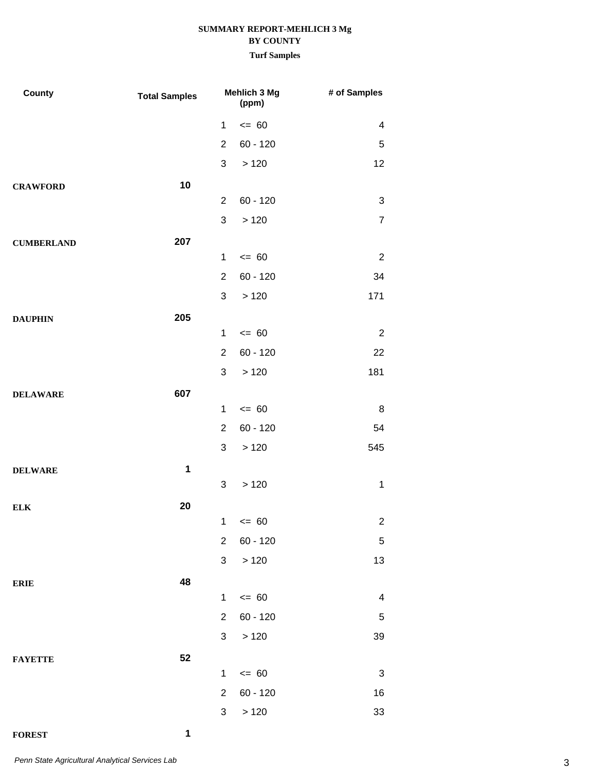**SUMMARY REPORT-MEHLICH 3 Mg**
**BY COUNTY**
**Turf Samples**

| County | Total Samples | Mehlich 3 Mg (ppm) | | # of Samples |
|---|---|---|---|---|
| | | 1 | <= 60 | 4 |
| | | 2 | 60 - 120 | 5 |
| | | 3 | > 120 | 12 |
| **CRAWFORD** | **10** | | | |
| | | 2 | 60 - 120 | 3 |
| | | 3 | > 120 | 7 |
| **CUMBERLAND** | **207** | | | |
| | | 1 | <= 60 | 2 |
| | | 2 | 60 - 120 | 34 |
| | | 3 | > 120 | 171 |
| **DAUPHIN** | **205** | | | |
| | | 1 | <= 60 | 2 |
| | | 2 | 60 - 120 | 22 |
| | | 3 | > 120 | 181 |
| **DELAWARE** | **607** | | | |
| | | 1 | <= 60 | 8 |
| | | 2 | 60 - 120 | 54 |
| | | 3 | > 120 | 545 |
| **DELWARE** | **1** | | | |
| | | 3 | > 120 | 1 |
| **ELK** | **20** | | | |
| | | 1 | <= 60 | 2 |
| | | 2 | 60 - 120 | 5 |
| | | 3 | > 120 | 13 |
| **ERIE** | **48** | | | |
| | | 1 | <= 60 | 4 |
| | | 2 | 60 - 120 | 5 |
| | | 3 | > 120 | 39 |
| **FAYETTE** | **52** | | | |
| | | 1 | <= 60 | 3 |
| | | 2 | 60 - 120 | 16 |
| | | 3 | > 120 | 33 |
| **FOREST** | **1** | | | |

*Penn State Agricultural Analytical Services Lab*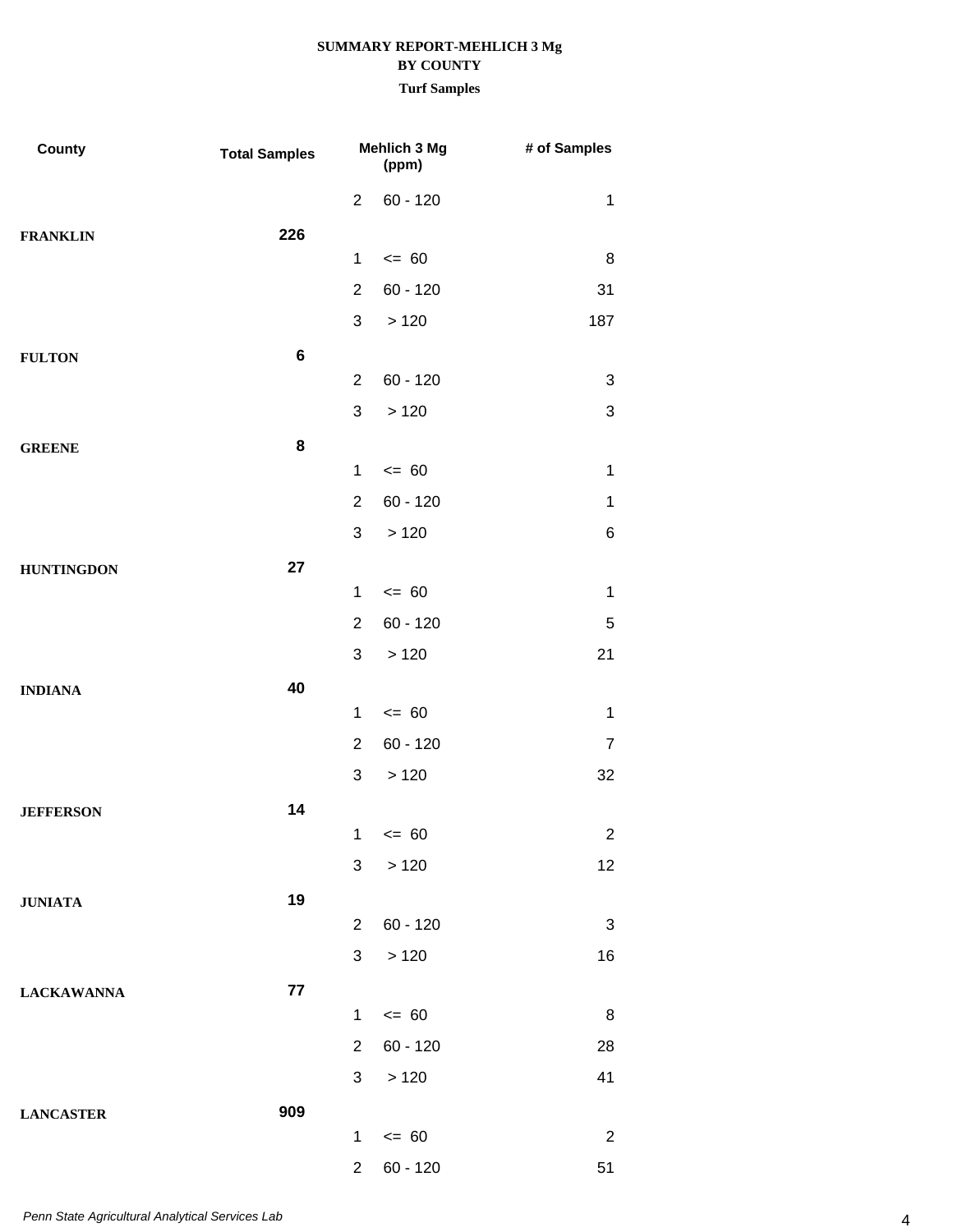**SUMMARY REPORT-MEHLICH 3 Mg**
**BY COUNTY**
**Turf Samples**

| County | Total Samples | | Mehlich 3 Mg (ppm) | # of Samples |
|---|---|---|---|---|
| | | 2 | 60 - 120 | 1 |
| **FRANKLIN** | **226** | | | |
| | | 1 | <= 60 | 8 |
| | | 2 | 60 - 120 | 31 |
| | | 3 | > 120 | 187 |
| **FULTON** | **6** | | | |
| | | 2 | 60 - 120 | 3 |
| | | 3 | > 120 | 3 |
| **GREENE** | **8** | | | |
| | | 1 | <= 60 | 1 |
| | | 2 | 60 - 120 | 1 |
| | | 3 | > 120 | 6 |
| **HUNTINGDON** | **27** | | | |
| | | 1 | <= 60 | 1 |
| | | 2 | 60 - 120 | 5 |
| | | 3 | > 120 | 21 |
| **INDIANA** | **40** | | | |
| | | 1 | <= 60 | 1 |
| | | 2 | 60 - 120 | 7 |
| | | 3 | > 120 | 32 |
| **JEFFERSON** | **14** | | | |
| | | 1 | <= 60 | 2 |
| | | 3 | > 120 | 12 |
| **JUNIATA** | **19** | | | |
| | | 2 | 60 - 120 | 3 |
| | | 3 | > 120 | 16 |
| **LACKAWANNA** | **77** | | | |
| | | 1 | <= 60 | 8 |
| | | 2 | 60 - 120 | 28 |
| | | 3 | > 120 | 41 |
| **LANCASTER** | **909** | | | |
| | | 1 | <= 60 | 2 |
| | | 2 | 60 - 120 | 51 |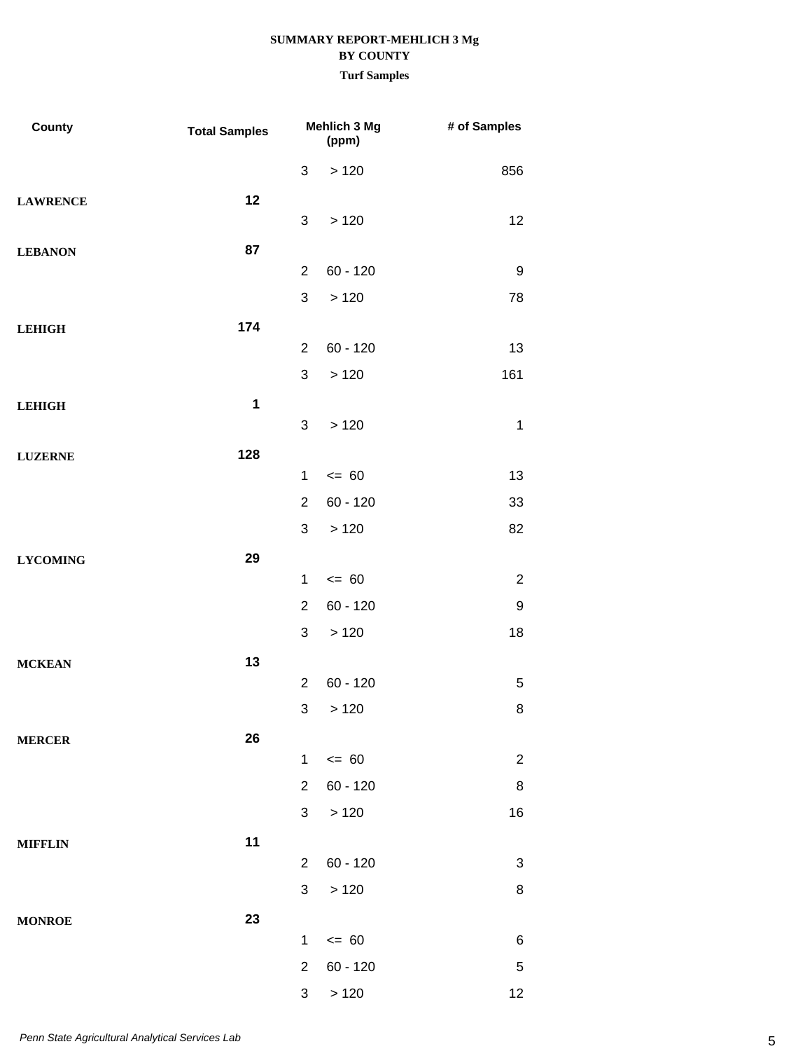**SUMMARY REPORT-MEHLICH 3 Mg**
**BY COUNTY**
**Turf Samples**

| County | Total Samples | Mehlich 3 Mg (ppm) | | # of Samples |
|---|---|---|---|---|
| | | 3 | > 120 | 856 |
| **LAWRENCE** | **12** | | | |
| | | 3 | > 120 | 12 |
| **LEBANON** | **87** | | | |
| | | 2 | 60 - 120 | 9 |
| | | 3 | > 120 | 78 |
| **LEHIGH** | **174** | | | |
| | | 2 | 60 - 120 | 13 |
| | | 3 | > 120 | 161 |
| **LEHIGH** | **1** | | | |
| | | 3 | > 120 | 1 |
| **LUZERNE** | **128** | | | |
| | | 1 | <= 60 | 13 |
| | | 2 | 60 - 120 | 33 |
| | | 3 | > 120 | 82 |
| **LYCOMING** | **29** | | | |
| | | 1 | <= 60 | 2 |
| | | 2 | 60 - 120 | 9 |
| | | 3 | > 120 | 18 |
| **MCKEAN** | **13** | | | |
| | | 2 | 60 - 120 | 5 |
| | | 3 | > 120 | 8 |
| **MERCER** | **26** | | | |
| | | 1 | <= 60 | 2 |
| | | 2 | 60 - 120 | 8 |
| | | 3 | > 120 | 16 |
| **MIFFLIN** | **11** | | | |
| | | 2 | 60 - 120 | 3 |
| | | 3 | > 120 | 8 |
| **MONROE** | **23** | | | |
| | | 1 | <= 60 | 6 |
| | | 2 | 60 - 120 | 5 |
| | | 3 | > 120 | 12 |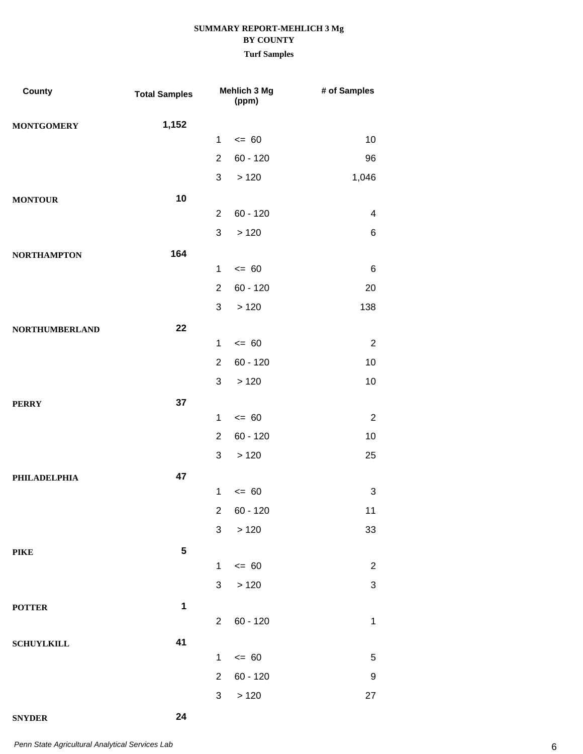**SUMMARY REPORT-MEHLICH 3 Mg**
**BY COUNTY**
**Turf Samples**

| County | Total Samples | | Mehlich 3 Mg (ppm) | # of Samples |
|---|---|---|---|---|
| **MONTGOMERY** | **1,152** | | | |
| | | 1 | <= 60 | 10 |
| | | 2 | 60 - 120 | 96 |
| | | 3 | > 120 | 1,046 |
| **MONTOUR** | **10** | | | |
| | | 2 | 60 - 120 | 4 |
| | | 3 | > 120 | 6 |
| **NORTHAMPTON** | **164** | | | |
| | | 1 | <= 60 | 6 |
| | | 2 | 60 - 120 | 20 |
| | | 3 | > 120 | 138 |
| **NORTHUMBERLAND** | **22** | | | |
| | | 1 | <= 60 | 2 |
| | | 2 | 60 - 120 | 10 |
| | | 3 | > 120 | 10 |
| **PERRY** | **37** | | | |
| | | 1 | <= 60 | 2 |
| | | 2 | 60 - 120 | 10 |
| | | 3 | > 120 | 25 |
| **PHILADELPHIA** | **47** | | | |
| | | 1 | <= 60 | 3 |
| | | 2 | 60 - 120 | 11 |
| | | 3 | > 120 | 33 |
| **PIKE** | **5** | | | |
| | | 1 | <= 60 | 2 |
| | | 3 | > 120 | 3 |
| **POTTER** | **1** | | | |
| | | 2 | 60 - 120 | 1 |
| **SCHUYLKILL** | **41** | | | |
| | | 1 | <= 60 | 5 |
| | | 2 | 60 - 120 | 9 |
| | | 3 | > 120 | 27 |
| **SNYDER** | **24** | | | |

*Penn State Agricultural Analytical Services Lab*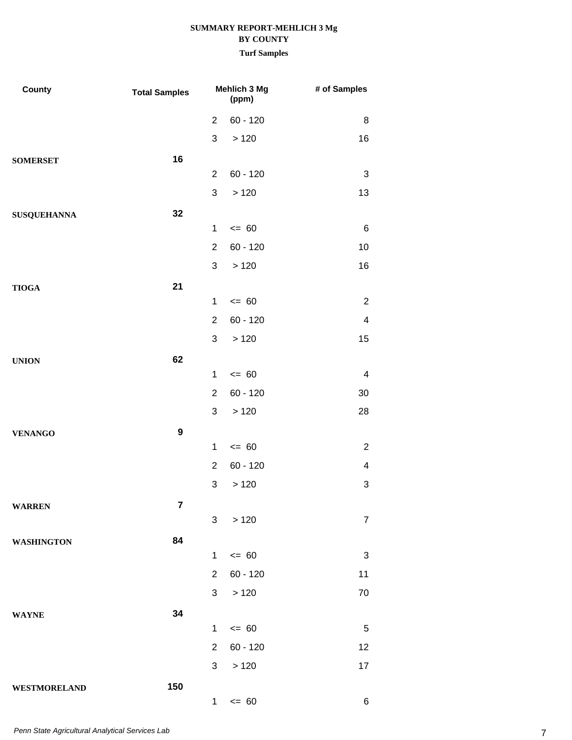# SUMMARY REPORT-MEHLICH 3 Mg
## BY COUNTY
### Turf Samples

| County | Total Samples | Mehlich 3 Mg (ppm) | | # of Samples |
|---|---|---|---|---|
| | | 2 | 60 - 120 | 8 |
| | | 3 | > 120 | 16 |
| **SOMERSET** | **16** | | | |
| | | 2 | 60 - 120 | 3 |
| | | 3 | > 120 | 13 |
| **SUSQUEHANNA** | **32** | | | |
| | | 1 | <= 60 | 6 |
| | | 2 | 60 - 120 | 10 |
| | | 3 | > 120 | 16 |
| **TIOGA** | **21** | | | |
| | | 1 | <= 60 | 2 |
| | | 2 | 60 - 120 | 4 |
| | | 3 | > 120 | 15 |
| **UNION** | **62** | | | |
| | | 1 | <= 60 | 4 |
| | | 2 | 60 - 120 | 30 |
| | | 3 | > 120 | 28 |
| **VENANGO** | **9** | | | |
| | | 1 | <= 60 | 2 |
| | | 2 | 60 - 120 | 4 |
| | | 3 | > 120 | 3 |
| **WARREN** | **7** | | | |
| | | 3 | > 120 | 7 |
| **WASHINGTON** | **84** | | | |
| | | 1 | <= 60 | 3 |
| | | 2 | 60 - 120 | 11 |
| | | 3 | > 120 | 70 |
| **WAYNE** | **34** | | | |
| | | 1 | <= 60 | 5 |
| | | 2 | 60 - 120 | 12 |
| | | 3 | > 120 | 17 |
| **WESTMORELAND** | **150** | | | |
| | | 1 | <= 60 | 6 |

*Penn State Agricultural Analytical Services Lab*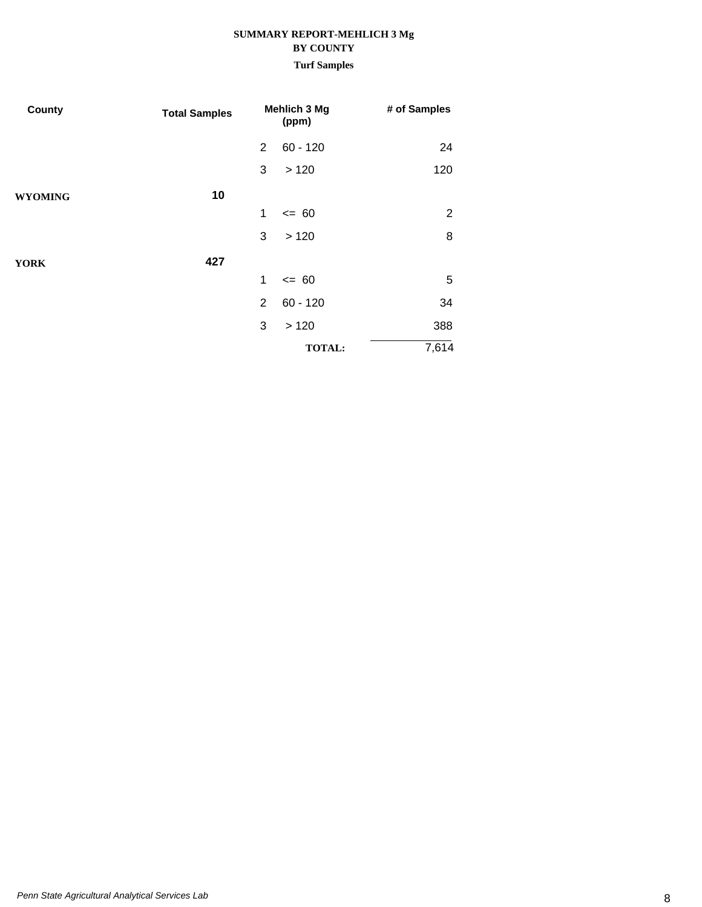**SUMMARY REPORT-MEHLICH 3 Mg**
**BY COUNTY**
**Turf Samples**

| County | Total Samples | Mehlich 3 Mg (ppm) | | # of Samples |
| --- | --- | --- | --- | --- |
| | | 2 | 60 - 120 | 24 |
| | | 3 | > 120 | 120 |
| **WYOMING** | **10** | | | |
| | | 1 | <= 60 | 2 |
| | | 3 | > 120 | 8 |
| **YORK** | **427** | | | |
| | | 1 | <= 60 | 5 |
| | | 2 | 60 - 120 | 34 |
| | | 3 | > 120 | 388 |
| | | | **TOTAL:** | 7,614 |

*Penn State Agricultural Analytical Services Lab*